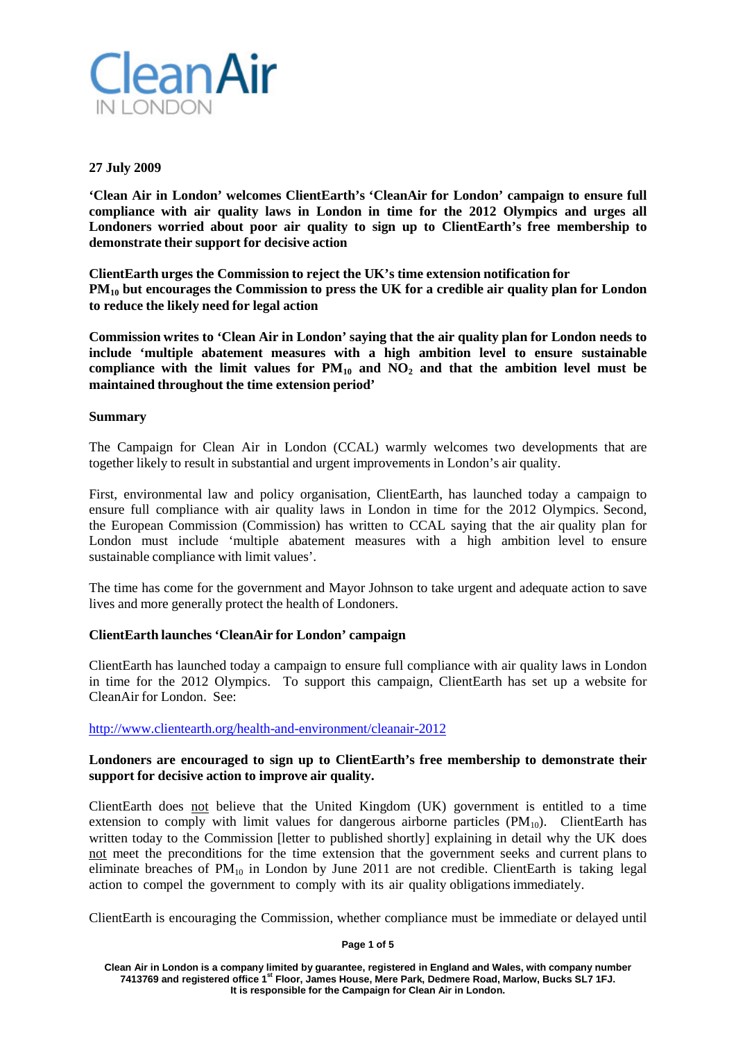**27 July 2009**

**'Clean Air in London' welcomes ClientEarth's 'CleanAir for London' campaign to ensure full compliance with air quality laws in London in time for the 2012 Olympics and urges all Londoners worried about poor air quality to sign up to ClientEarth's free membership to demonstrate their support for decisive action**

**ClientEarth urges the Commission to reject the UK's time extension notification for $PM_{10}$ but encourages the Commission to press the UK for a credible air quality plan for London to reduce the likely need for legal action**

**Commission writes to 'Clean Air in London' saying that the air quality plan for London needs to include 'multiple abatement measures with a high ambition level to ensure sustainable compliance with the limit values for $PM_{10}$ and $NO_2$ and that the ambition level must be maintained throughout the time extension period'**

**Summary**

The Campaign for Clean Air in London (CCAL) warmly welcomes two developments that are together likely to result in substantial and urgent improvements in London's air quality.

First, environmental law and policy organisation, ClientEarth, has launched today a campaign to ensure full compliance with air quality laws in London in time for the 2012 Olympics. Second, the European Commission (Commission) has written to CCAL saying that the air quality plan for London must include 'multiple abatement measures with a high ambition level to ensure sustainable compliance with limit values'.

The time has come for the government and Mayor Johnson to take urgent and adequate action to save lives and more generally protect the health of Londoners.

**ClientEarth launches 'CleanAir for London' campaign**

ClientEarth has launched today a campaign to ensure full compliance with air quality laws in London in time for the 2012 Olympics. To support this campaign, ClientEarth has set up a website for CleanAir for London. See:

http://www.clientearth.org/health-and-environment/cleanair-2012

**Londoners are encouraged to sign up to ClientEarth's free membership to demonstrate their support for decisive action to improve air quality.**

ClientEarth does not believe that the United Kingdom (UK) government is entitled to a time extension to comply with limit values for dangerous airborne particles ($PM_{10}$). ClientEarth has written today to the Commission [letter to published shortly] explaining in detail why the UK does not meet the preconditions for the time extension that the government seeks and current plans to eliminate breaches of $PM_{10}$ in London by June 2011 are not credible. ClientEarth is taking legal action to compel the government to comply with its air quality obligations immediately.

ClientEarth is encouraging the Commission, whether compliance must be immediate or delayed until

Clean Air in London is a company limited by guarantee, registered in England and Wales, with company number 7413769 and registered office 1st Floor, James House, Mere Park, Dedmere Road, Marlow, Bucks SL7 1FJ. It is responsible for the Campaign for Clean Air in London.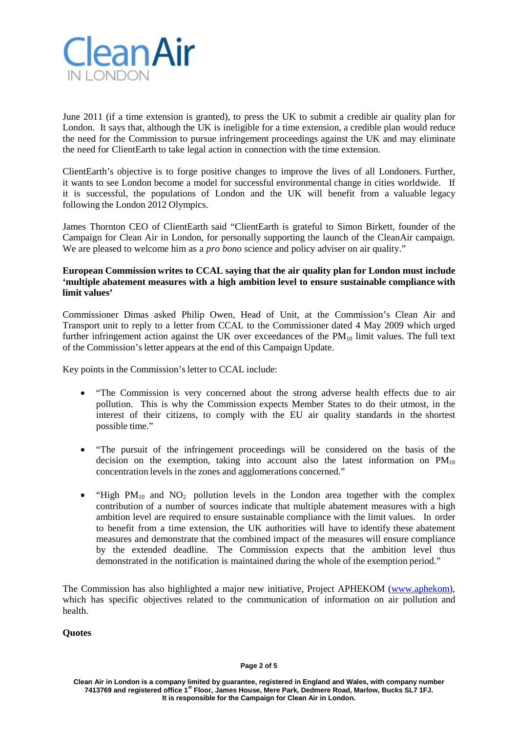June 2011 (if a time extension is granted), to press the UK to submit a credible air quality plan for London. It says that, although the UK is ineligible for a time extension, a credible plan would reduce the need for the Commission to pursue infringement proceedings against the UK and may eliminate the need for ClientEarth to take legal action in connection with the time extension.

ClientEarth's objective is to forge positive changes to improve the lives of all Londoners. Further, it wants to see London become a model for successful environmental change in cities worldwide. If it is successful, the populations of London and the UK will benefit from a valuable legacy following the London 2012 Olympics.

James Thornton CEO of ClientEarth said "ClientEarth is grateful to Simon Birkett, founder of the Campaign for Clean Air in London, for personally supporting the launch of the CleanAir campaign. We are pleased to welcome him as a *pro bono* science and policy adviser on air quality."

**European Commission writes to CCAL saying that the air quality plan for London must include 'multiple abatement measures with a high ambition level to ensure sustainable compliance with limit values'**

Commissioner Dimas asked Philip Owen, Head of Unit, at the Commission's Clean Air and Transport unit to reply to a letter from CCAL to the Commissioner dated 4 May 2009 which urged further infringement action against the UK over exceedances of the $PM_{10}$ limit values. The full text of the Commission's letter appears at the end of this Campaign Update.

Key points in the Commission's letter to CCAL include:

- "The Commission is very concerned about the strong adverse health effects due to air pollution. This is why the Commission expects Member States to do their utmost, in the interest of their citizens, to comply with the EU air quality standards in the shortest possible time."

- "The pursuit of the infringement proceedings will be considered on the basis of the decision on the exemption, taking into account also the latest information on $PM_{10}$ concentration levels in the zones and agglomerations concerned."

- "High $PM_{10}$ and $NO_2$ pollution levels in the London area together with the complex contribution of a number of sources indicate that multiple abatement measures with a high ambition level are required to ensure sustainable compliance with the limit values. In order to benefit from a time extension, the UK authorities will have to identify these abatement measures and demonstrate that the combined impact of the measures will ensure compliance by the extended deadline. The Commission expects that the ambition level thus demonstrated in the notification is maintained during the whole of the exemption period."

The Commission has also highlighted a major new initiative, Project APHEKOM (www.aphekom), which has specific objectives related to the communication of information on air pollution and health.

**Quotes**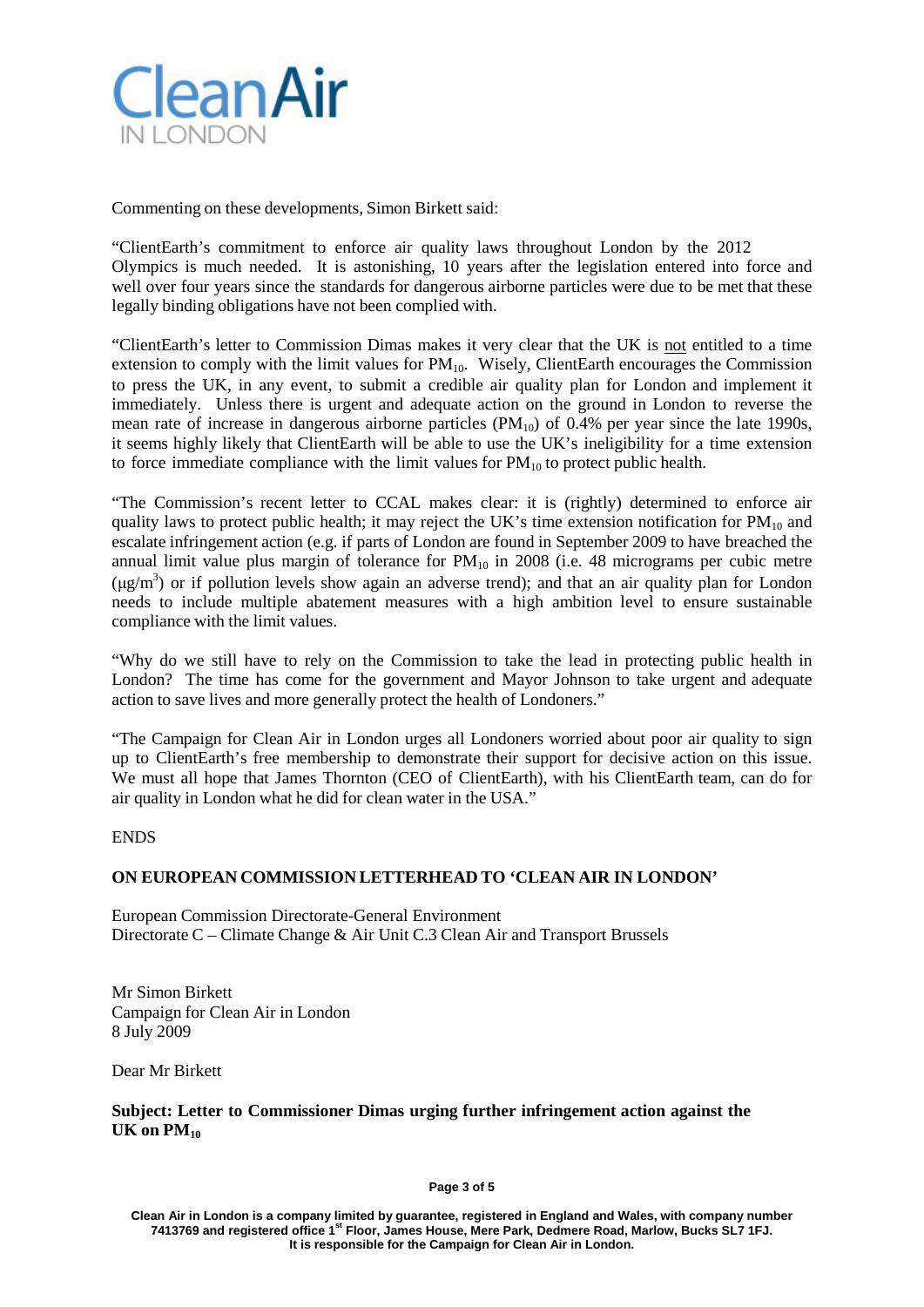Commenting on these developments, Simon Birkett said:

"ClientEarth's commitment to enforce air quality laws throughout London by the 2012 Olympics is much needed. It is astonishing, 10 years after the legislation entered into force and well over four years since the standards for dangerous airborne particles were due to be met that these legally binding obligations have not been complied with.

"ClientEarth's letter to Commission Dimas makes it very clear that the UK is not entitled to a time extension to comply with the limit values for $PM_{10}$. Wisely, ClientEarth encourages the Commission to press the UK, in any event, to submit a credible air quality plan for London and implement it immediately. Unless there is urgent and adequate action on the ground in London to reverse the mean rate of increase in dangerous airborne particles ($PM_{10}$) of 0.4% per year since the late 1990s, it seems highly likely that ClientEarth will be able to use the UK's ineligibility for a time extension to force immediate compliance with the limit values for $PM_{10}$ to protect public health.

"The Commission's recent letter to CCAL makes clear: it is (rightly) determined to enforce air quality laws to protect public health; it may reject the UK's time extension notification for $PM_{10}$ and escalate infringement action (e.g. if parts of London are found in September 2009 to have breached the annual limit value plus margin of tolerance for $PM_{10}$ in 2008 (i.e. 48 micrograms per cubic metre ($\mu g/m^3$) or if pollution levels show again an adverse trend); and that an air quality plan for London needs to include multiple abatement measures with a high ambition level to ensure sustainable compliance with the limit values.

"Why do we still have to rely on the Commission to take the lead in protecting public health in London? The time has come for the government and Mayor Johnson to take urgent and adequate action to save lives and more generally protect the health of Londoners."

"The Campaign for Clean Air in London urges all Londoners worried about poor air quality to sign up to ClientEarth's free membership to demonstrate their support for decisive action on this issue. We must all hope that James Thornton (CEO of ClientEarth), with his ClientEarth team, can do for air quality in London what he did for clean water in the USA."

ENDS

**ON EUROPEAN COMMISSION LETTERHEAD TO 'CLEAN AIR IN LONDON'**

European Commission Directorate-General Environment
Directorate C – Climate Change & Air Unit C.3 Clean Air and Transport Brussels

Mr Simon Birkett
Campaign for Clean Air in London
8 July 2009

Dear Mr Birkett

**Subject: Letter to Commissioner Dimas urging further infringement action against the UK on $PM_{10}$**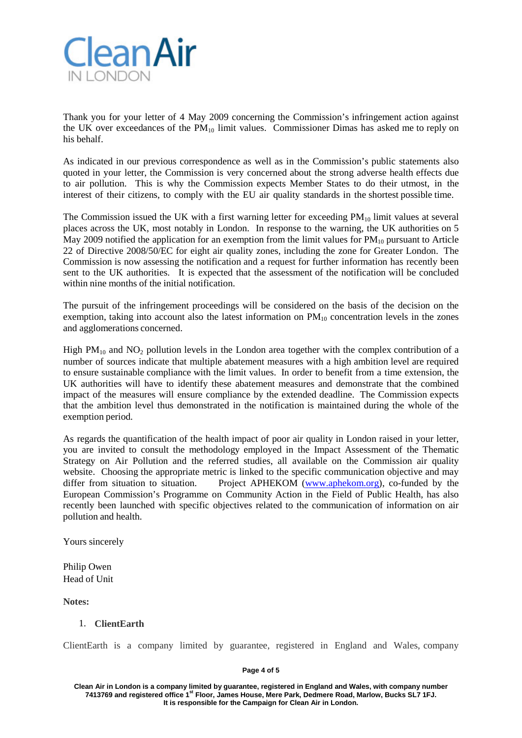Thank you for your letter of 4 May 2009 concerning the Commission's infringement action against the UK over exceedances of the $PM_{10}$ limit values. Commissioner Dimas has asked me to reply on his behalf.

As indicated in our previous correspondence as well as in the Commission's public statements also quoted in your letter, the Commission is very concerned about the strong adverse health effects due to air pollution. This is why the Commission expects Member States to do their utmost, in the interest of their citizens, to comply with the EU air quality standards in the shortest possible time.

The Commission issued the UK with a first warning letter for exceeding $PM_{10}$ limit values at several places across the UK, most notably in London. In response to the warning, the UK authorities on 5 May 2009 notified the application for an exemption from the limit values for $PM_{10}$ pursuant to Article 22 of Directive 2008/50/EC for eight air quality zones, including the zone for Greater London. The Commission is now assessing the notification and a request for further information has recently been sent to the UK authorities. It is expected that the assessment of the notification will be concluded within nine months of the initial notification.

The pursuit of the infringement proceedings will be considered on the basis of the decision on the exemption, taking into account also the latest information on $PM_{10}$ concentration levels in the zones and agglomerations concerned.

High $PM_{10}$ and $NO_2$ pollution levels in the London area together with the complex contribution of a number of sources indicate that multiple abatement measures with a high ambition level are required to ensure sustainable compliance with the limit values. In order to benefit from a time extension, the UK authorities will have to identify these abatement measures and demonstrate that the combined impact of the measures will ensure compliance by the extended deadline. The Commission expects that the ambition level thus demonstrated in the notification is maintained during the whole of the exemption period.

As regards the quantification of the health impact of poor air quality in London raised in your letter, you are invited to consult the methodology employed in the Impact Assessment of the Thematic Strategy on Air Pollution and the referred studies, all available on the Commission air quality website. Choosing the appropriate metric is linked to the specific communication objective and may differ from situation to situation. Project APHEKOM (www.aphekom.org), co-funded by the European Commission's Programme on Community Action in the Field of Public Health, has also recently been launched with specific objectives related to the communication of information on air pollution and health.

Yours sincerely

Philip Owen
Head of Unit

**Notes:**

1. **ClientEarth**

ClientEarth is a company limited by guarantee, registered in England and Wales, company

Clean Air in London is a company limited by guarantee, registered in England and Wales, with company number 7413769 and registered office 1st Floor, James House, Mere Park, Dedmere Road, Marlow, Bucks SL7 1FJ. It is responsible for the Campaign for Clean Air in London.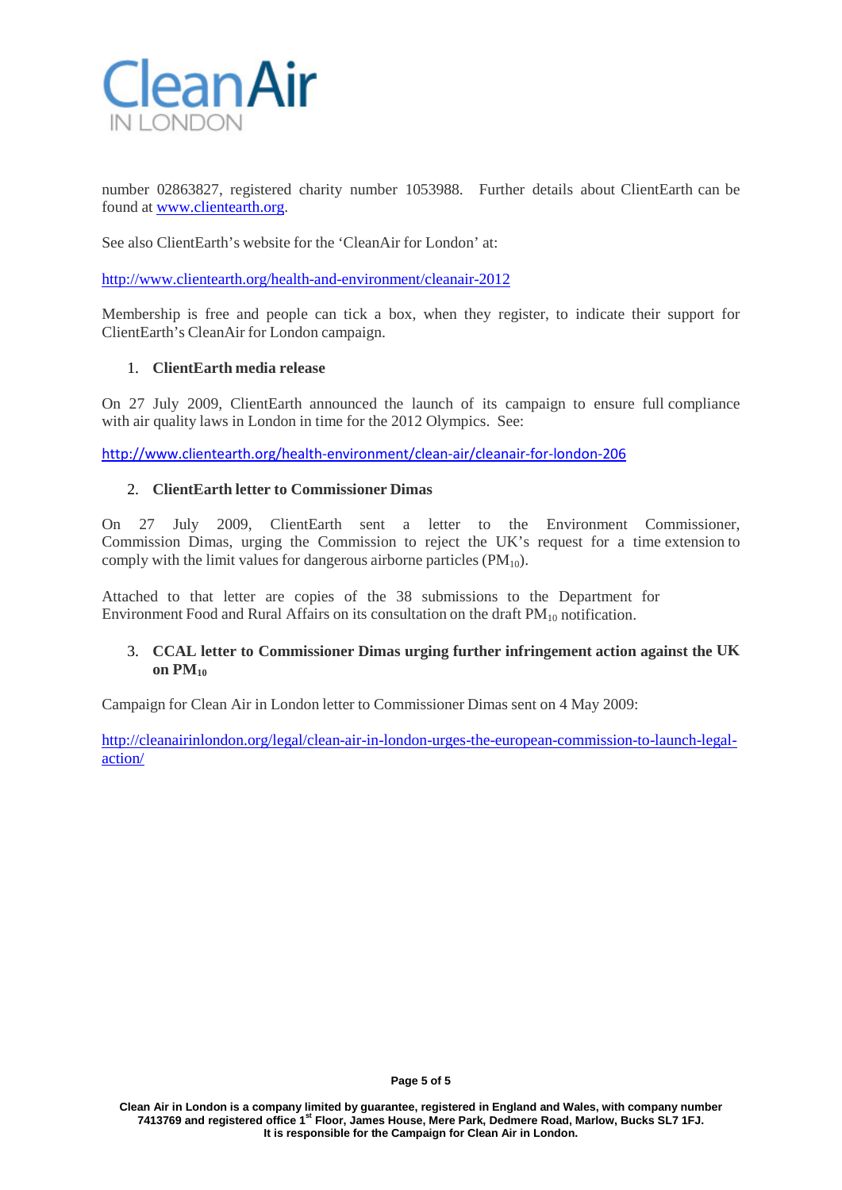number 02863827, registered charity number 1053988. Further details about ClientEarth can be found at www.clientearth.org.

See also ClientEarth's website for the 'CleanAir for London' at:

http://www.clientearth.org/health-and-environment/cleanair-2012

Membership is free and people can tick a box, when they register, to indicate their support for ClientEarth's CleanAir for London campaign.

1. **ClientEarth media release**

On 27 July 2009, ClientEarth announced the launch of its campaign to ensure full compliance with air quality laws in London in time for the 2012 Olympics. See:

http://www.clientearth.org/health-environment/clean-air/cleanair-for-london-206

2. **ClientEarth letter to Commissioner Dimas**

On 27 July 2009, ClientEarth sent a letter to the Environment Commissioner, Commission Dimas, urging the Commission to reject the UK's request for a time extension to comply with the limit values for dangerous airborne particles ($PM_{10}$).

Attached to that letter are copies of the 38 submissions to the Department for Environment Food and Rural Affairs on its consultation on the draft $PM_{10}$ notification.

3. **CCAL letter to Commissioner Dimas urging further infringement action against the UK on $PM_{10}$**

Campaign for Clean Air in London letter to Commissioner Dimas sent on 4 May 2009:

http://cleanairinlondon.org/legal/clean-air-in-london-urges-the-european-commission-to-launch-legal-action/

Clean Air in London is a company limited by guarantee, registered in England and Wales, with company number 7413769 and registered office 1st Floor, James House, Mere Park, Dedmere Road, Marlow, Bucks SL7 1FJ. It is responsible for the Campaign for Clean Air in London.